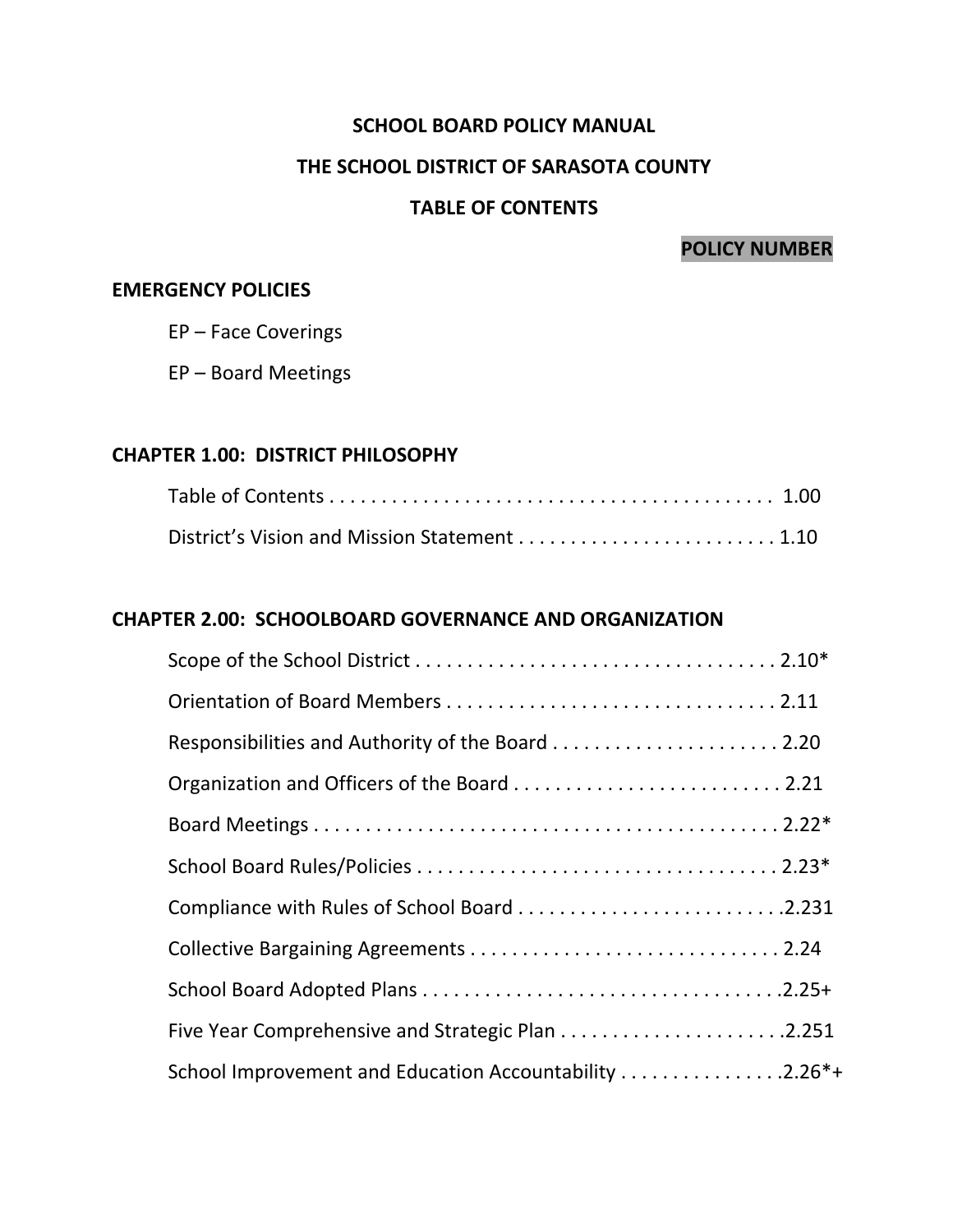**SCHOOL BOARD POLICY MANUAL**

**THE SCHOOL DISTRICT OF SARASOTA COUNTY**

**TABLE OF CONTENTS**

**POLICY NUMBER**

**EMERGENCY POLICIES**

EP – Face Coverings

EP – Board Meetings

**CHAPTER 1.00: DISTRICT PHILOSOPHY**

Table of Contents . . . . . . . . . . . . . . . . . . . . . . . . . . . . . . . . . . . . . . . . . . 1.00

District's Vision and Mission Statement . . . . . . . . . . . . . . . . . . . . . . . . . 1.10

**CHAPTER 2.00: SCHOOLBOARD GOVERNANCE AND ORGANIZATION**

Scope of the School District . . . . . . . . . . . . . . . . . . . . . . . . . . . . . . . . . . 2.10*

Orientation of Board Members . . . . . . . . . . . . . . . . . . . . . . . . . . . . . . . 2.11

Responsibilities and Authority of the Board . . . . . . . . . . . . . . . . . . . . . . 2.20

Organization and Officers of the Board . . . . . . . . . . . . . . . . . . . . . . . . . 2.21

Board Meetings . . . . . . . . . . . . . . . . . . . . . . . . . . . . . . . . . . . . . . . . . . . . 2.22*

School Board Rules/Policies . . . . . . . . . . . . . . . . . . . . . . . . . . . . . . . . . . 2.23*

Compliance with Rules of School Board . . . . . . . . . . . . . . . . . . . . . . . . . .2.231

Collective Bargaining Agreements . . . . . . . . . . . . . . . . . . . . . . . . . . . . . 2.24

School Board Adopted Plans . . . . . . . . . . . . . . . . . . . . . . . . . . . . . . . . . .2.25+

Five Year Comprehensive and Strategic Plan . . . . . . . . . . . . . . . . . . . . . .2.251

School Improvement and Education Accountability . . . . . . . . . . . . . . . .2.26*+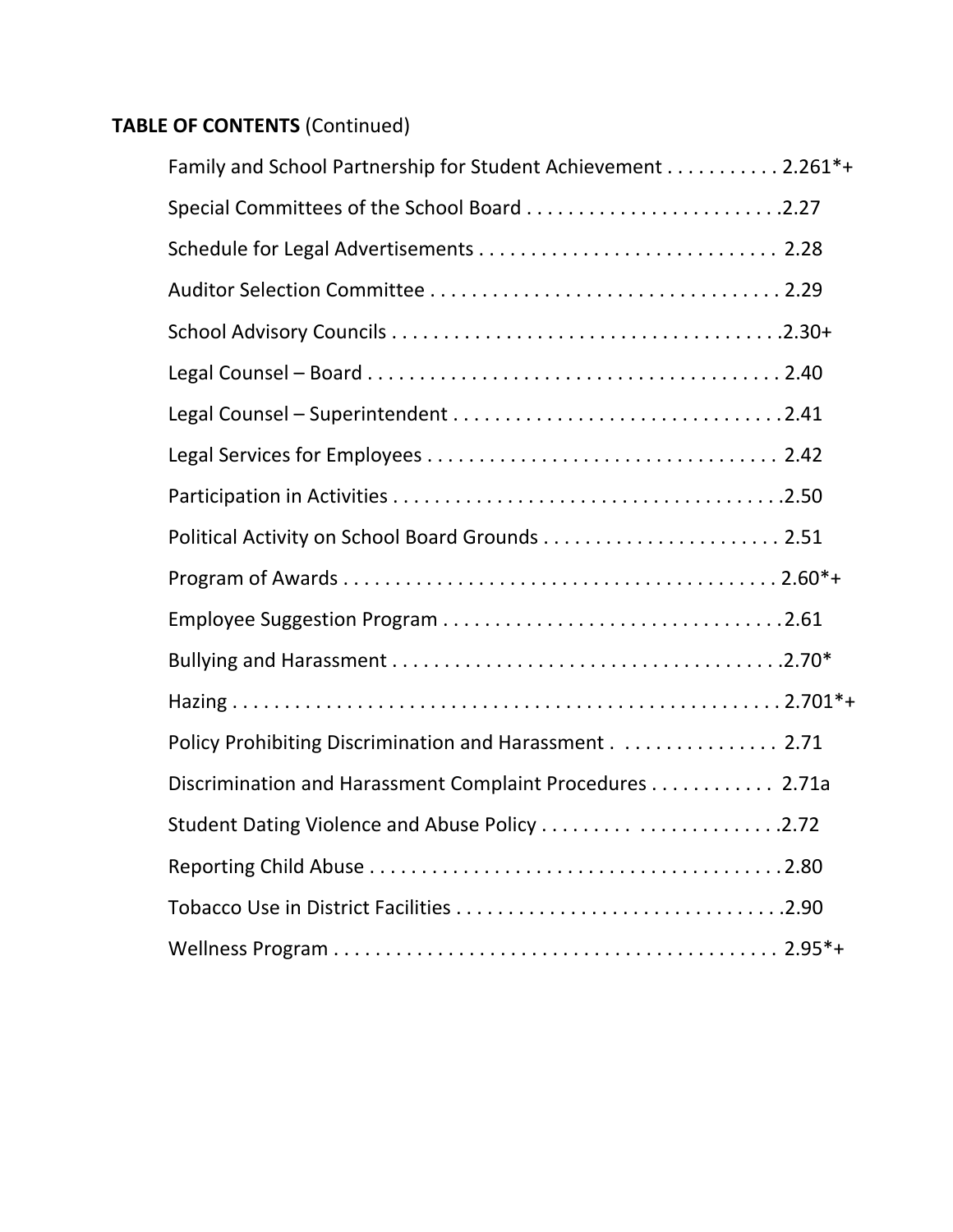**TABLE OF CONTENTS** (Continued)

Family and School Partnership for Student Achievement . . . . . . . . . . . 2.261*+

Special Committees of the School Board . . . . . . . . . . . . . . . . . . . . . . . . .2.27

Schedule for Legal Advertisements . . . . . . . . . . . . . . . . . . . . . . . . . . . . 2.28

Auditor Selection Committee . . . . . . . . . . . . . . . . . . . . . . . . . . . . . . . . . 2.29

School Advisory Councils . . . . . . . . . . . . . . . . . . . . . . . . . . . . . . . . . . . . .2.30+

Legal Counsel – Board . . . . . . . . . . . . . . . . . . . . . . . . . . . . . . . . . . . . . . . 2.40

Legal Counsel – Superintendent . . . . . . . . . . . . . . . . . . . . . . . . . . . . . . . 2.41

Legal Services for Employees . . . . . . . . . . . . . . . . . . . . . . . . . . . . . . . . . 2.42

Participation in Activities . . . . . . . . . . . . . . . . . . . . . . . . . . . . . . . . . . . . .2.50

Political Activity on School Board Grounds . . . . . . . . . . . . . . . . . . . . . . . 2.51

Program of Awards . . . . . . . . . . . . . . . . . . . . . . . . . . . . . . . . . . . . . . . . . 2.60*+

Employee Suggestion Program . . . . . . . . . . . . . . . . . . . . . . . . . . . . . . . . 2.61

Bullying and Harassment . . . . . . . . . . . . . . . . . . . . . . . . . . . . . . . . . . . . .2.70*

Hazing . . . . . . . . . . . . . . . . . . . . . . . . . . . . . . . . . . . . . . . . . . . . . . . . . . . 2.701*+

Policy Prohibiting Discrimination and Harassment . . . . . . . . . . . . . . . . 2.71

Discrimination and Harassment Complaint Procedures . . . . . . . . . . . . 2.71a

Student Dating Violence and Abuse Policy . . . . . . . . . . . . . . . . . . . . . . .2.72

Reporting Child Abuse . . . . . . . . . . . . . . . . . . . . . . . . . . . . . . . . . . . . . . . 2.80

Tobacco Use in District Facilities . . . . . . . . . . . . . . . . . . . . . . . . . . . . . . .2.90

Wellness Program . . . . . . . . . . . . . . . . . . . . . . . . . . . . . . . . . . . . . . . . . . 2.95*+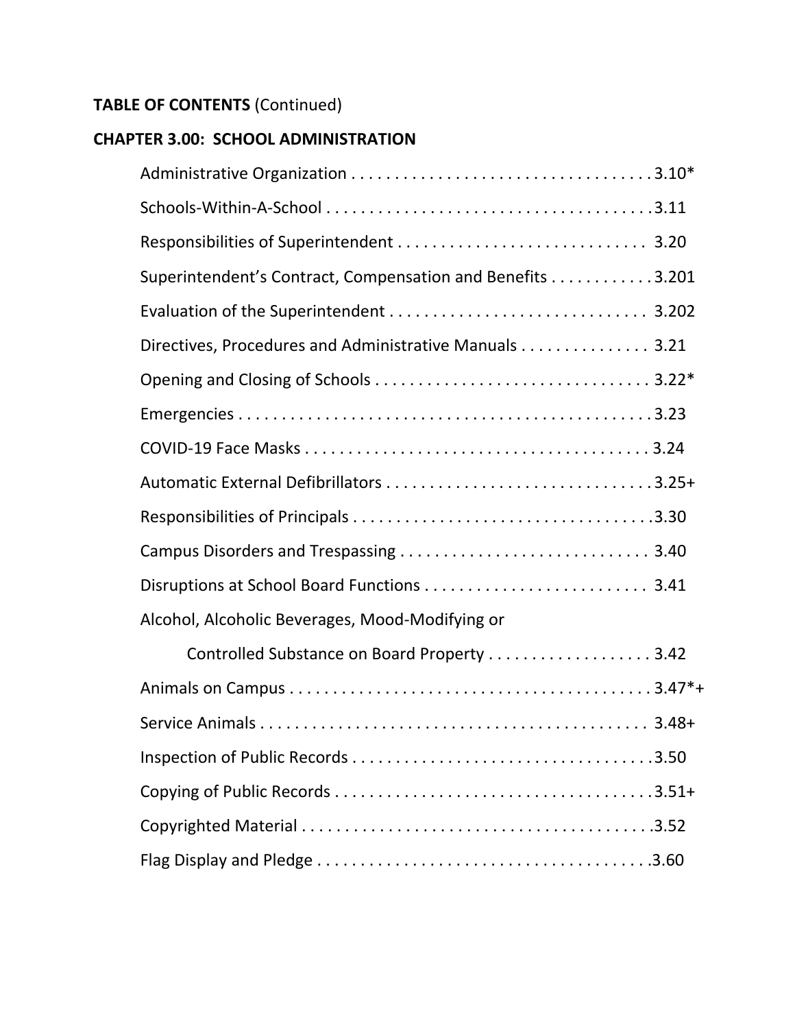**TABLE OF CONTENTS** (Continued)

## CHAPTER 3.00: SCHOOL ADMINISTRATION

| Title | Section |
|---|---|
| Administrative Organization | 3.10* |
| Schools-Within-A-School | 3.11 |
| Responsibilities of Superintendent | 3.20 |
| Superintendent's Contract, Compensation and Benefits | 3.201 |
| Evaluation of the Superintendent | 3.202 |
| Directives, Procedures and Administrative Manuals | 3.21 |
| Opening and Closing of Schools | 3.22* |
| Emergencies | 3.23 |
| COVID-19 Face Masks | 3.24 |
| Automatic External Defibrillators | 3.25+ |
| Responsibilities of Principals | 3.30 |
| Campus Disorders and Trespassing | 3.40 |
| Disruptions at School Board Functions | 3.41 |
| Alcohol, Alcoholic Beverages, Mood-Modifying or Controlled Substance on Board Property | 3.42 |
| Animals on Campus | 3.47*+ |
| Service Animals | 3.48+ |
| Inspection of Public Records | 3.50 |
| Copying of Public Records | 3.51+ |
| Copyrighted Material | 3.52 |
| Flag Display and Pledge | 3.60 |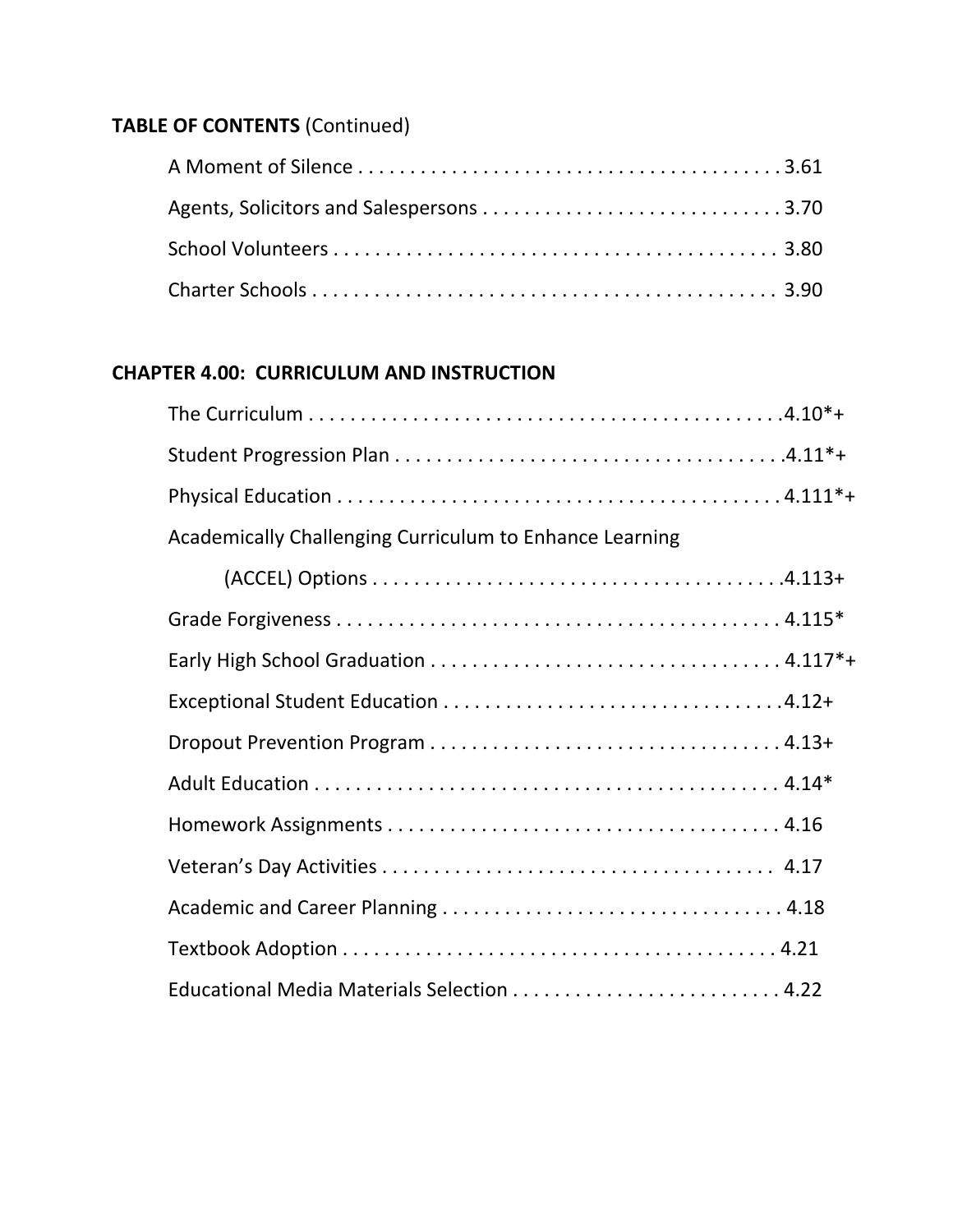**TABLE OF CONTENTS** (Continued)

A Moment of Silence . . . . . . . . . . . . . . . . . . . . . . . . . . . . . . . . . . . . . . . . . 3.61

Agents, Solicitors and Salespersons . . . . . . . . . . . . . . . . . . . . . . . . . . . . 3.70

School Volunteers . . . . . . . . . . . . . . . . . . . . . . . . . . . . . . . . . . . . . . . . . . 3.80

Charter Schools . . . . . . . . . . . . . . . . . . . . . . . . . . . . . . . . . . . . . . . . . . . . 3.90

## CHAPTER 4.00: CURRICULUM AND INSTRUCTION

The Curriculum . . . . . . . . . . . . . . . . . . . . . . . . . . . . . . . . . . . . . . . . . . . . .4.10*+

Student Progression Plan . . . . . . . . . . . . . . . . . . . . . . . . . . . . . . . . . . . . .4.11*+

Physical Education . . . . . . . . . . . . . . . . . . . . . . . . . . . . . . . . . . . . . . . . . . 4.111*+

Academically Challenging Curriculum to Enhance Learning
(ACCEL) Options . . . . . . . . . . . . . . . . . . . . . . . . . . . . . . . . . . . . . . . .4.113+

Grade Forgiveness . . . . . . . . . . . . . . . . . . . . . . . . . . . . . . . . . . . . . . . . . . 4.115*

Early High School Graduation . . . . . . . . . . . . . . . . . . . . . . . . . . . . . . . . . 4.117*+

Exceptional Student Education . . . . . . . . . . . . . . . . . . . . . . . . . . . . . . . .4.12+

Dropout Prevention Program . . . . . . . . . . . . . . . . . . . . . . . . . . . . . . . . . . 4.13+

Adult Education . . . . . . . . . . . . . . . . . . . . . . . . . . . . . . . . . . . . . . . . . . . . 4.14*

Homework Assignments . . . . . . . . . . . . . . . . . . . . . . . . . . . . . . . . . . . . . . 4.16

Veteran's Day Activities . . . . . . . . . . . . . . . . . . . . . . . . . . . . . . . . . . . . . . 4.17

Academic and Career Planning . . . . . . . . . . . . . . . . . . . . . . . . . . . . . . . . 4.18

Textbook Adoption . . . . . . . . . . . . . . . . . . . . . . . . . . . . . . . . . . . . . . . . . . 4.21

Educational Media Materials Selection . . . . . . . . . . . . . . . . . . . . . . . . . . 4.22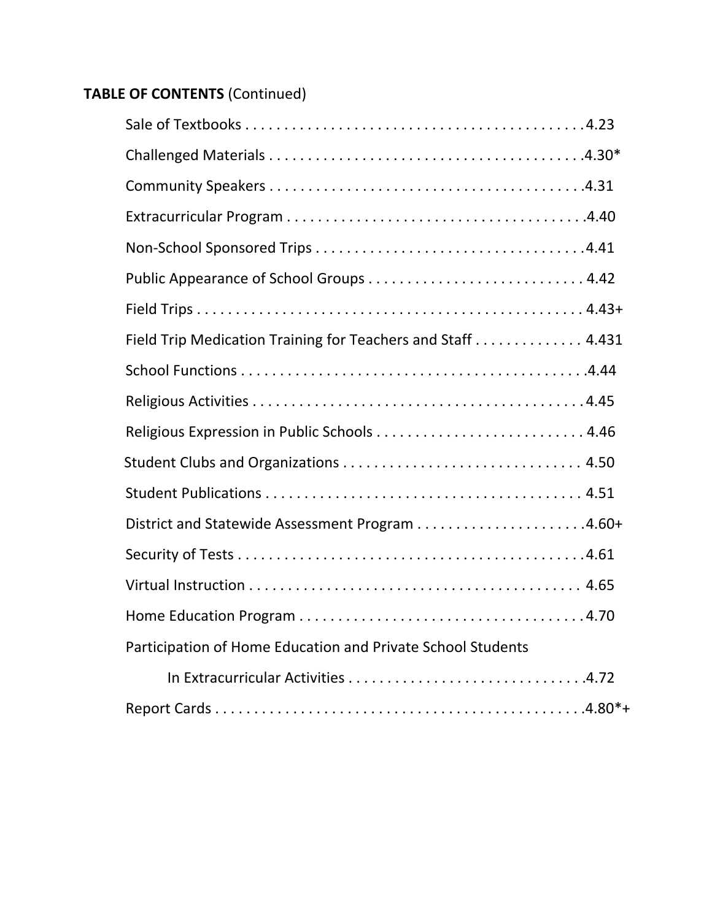**TABLE OF CONTENTS** (Continued)

| | |
|---|---|
| Sale of Textbooks | 4.23 |
| Challenged Materials | 4.30* |
| Community Speakers | 4.31 |
| Extracurricular Program | 4.40 |
| Non-School Sponsored Trips | 4.41 |
| Public Appearance of School Groups | 4.42 |
| Field Trips | 4.43+ |
| Field Trip Medication Training for Teachers and Staff | 4.431 |
| School Functions | 4.44 |
| Religious Activities | 4.45 |
| Religious Expression in Public Schools | 4.46 |
| Student Clubs and Organizations | 4.50 |
| Student Publications | 4.51 |
| District and Statewide Assessment Program | 4.60+ |
| Security of Tests | 4.61 |
| Virtual Instruction | 4.65 |
| Home Education Program | 4.70 |
| Participation of Home Education and Private School Students In Extracurricular Activities | 4.72 |
| Report Cards | 4.80*+ |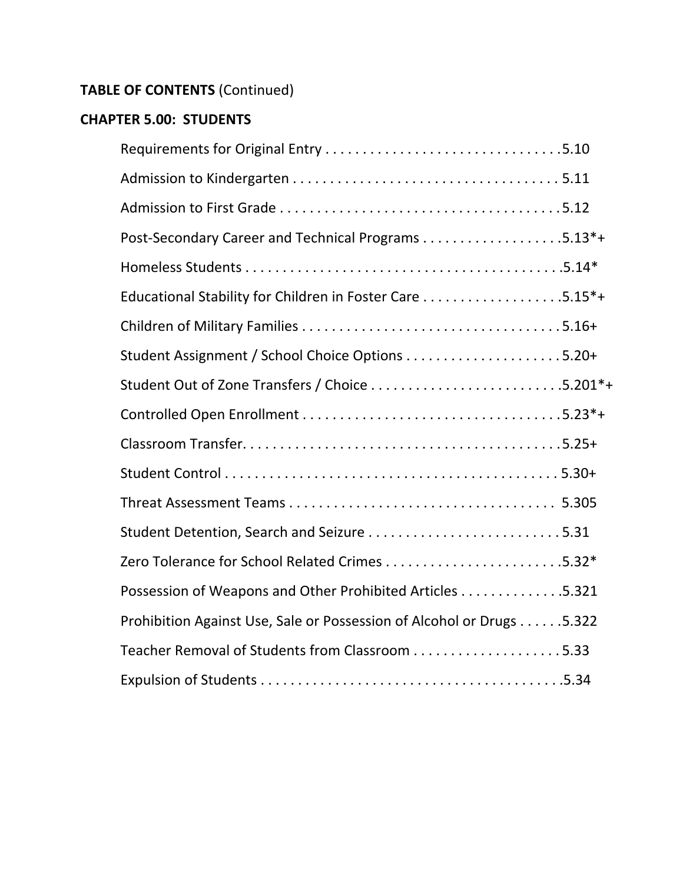**TABLE OF CONTENTS** (Continued)

**CHAPTER 5.00: STUDENTS**

Requirements for Original Entry . . . . . . . . . . . . . . . . . . . . . . . . . . . . . . . .5.10

Admission to Kindergarten . . . . . . . . . . . . . . . . . . . . . . . . . . . . . . . . . . . . 5.11

Admission to First Grade . . . . . . . . . . . . . . . . . . . . . . . . . . . . . . . . . . . . . .5.12

Post-Secondary Career and Technical Programs . . . . . . . . . . . . . . . . . . .5.13*+

Homeless Students . . . . . . . . . . . . . . . . . . . . . . . . . . . . . . . . . . . . . . . . . .5.14*

Educational Stability for Children in Foster Care . . . . . . . . . . . . . . . . . . .5.15*+

Children of Military Families . . . . . . . . . . . . . . . . . . . . . . . . . . . . . . . . . . .5.16+

Student Assignment / School Choice Options . . . . . . . . . . . . . . . . . . . . . 5.20+

Student Out of Zone Transfers / Choice . . . . . . . . . . . . . . . . . . . . . . . . . .5.201*+

Controlled Open Enrollment . . . . . . . . . . . . . . . . . . . . . . . . . . . . . . . . . . .5.23*+

Classroom Transfer. . . . . . . . . . . . . . . . . . . . . . . . . . . . . . . . . . . . . . . . . . .5.25+

Student Control . . . . . . . . . . . . . . . . . . . . . . . . . . . . . . . . . . . . . . . . . . . . 5.30+

Threat Assessment Teams . . . . . . . . . . . . . . . . . . . . . . . . . . . . . . . . . . . 5.305

Student Detention, Search and Seizure . . . . . . . . . . . . . . . . . . . . . . . . . . 5.31

Zero Tolerance for School Related Crimes . . . . . . . . . . . . . . . . . . . . . . . .5.32*

Possession of Weapons and Other Prohibited Articles . . . . . . . . . . . . . .5.321

Prohibition Against Use, Sale or Possession of Alcohol or Drugs . . . . . .5.322

Teacher Removal of Students from Classroom . . . . . . . . . . . . . . . . . . . . 5.33

Expulsion of Students . . . . . . . . . . . . . . . . . . . . . . . . . . . . . . . . . . . . . . . .5.34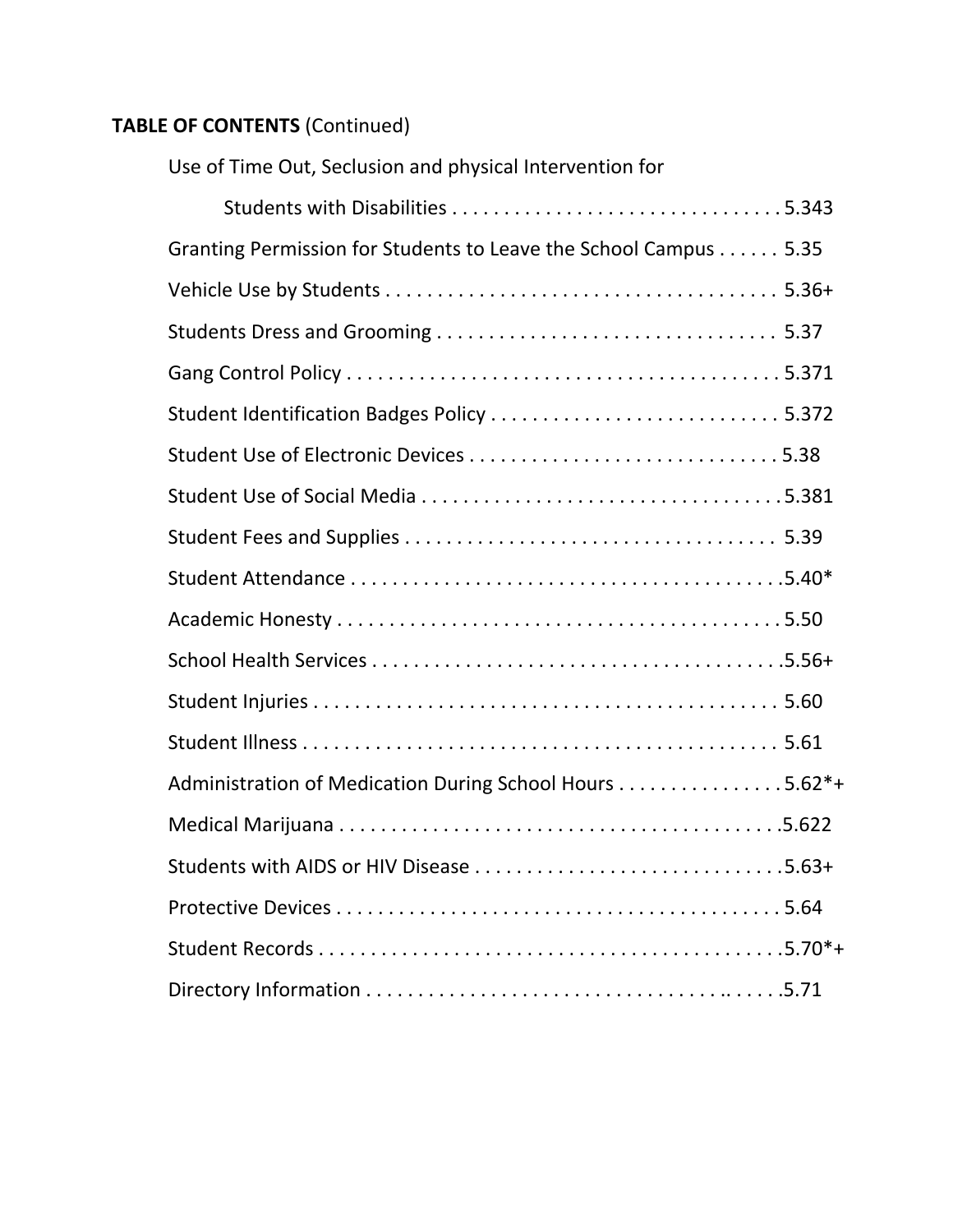**TABLE OF CONTENTS** (Continued)

Use of Time Out, Seclusion and physical Intervention for

Students with Disabilities . . . . . . . . . . . . . . . . . . . . . . . . . . . . . . . 5.343

Granting Permission for Students to Leave the School Campus . . . . . . 5.35

Vehicle Use by Students . . . . . . . . . . . . . . . . . . . . . . . . . . . . . . . . . . . . . 5.36+

Students Dress and Grooming . . . . . . . . . . . . . . . . . . . . . . . . . . . . . . . . 5.37

Gang Control Policy . . . . . . . . . . . . . . . . . . . . . . . . . . . . . . . . . . . . . . . . . 5.371

Student Identification Badges Policy . . . . . . . . . . . . . . . . . . . . . . . . . . . 5.372

Student Use of Electronic Devices . . . . . . . . . . . . . . . . . . . . . . . . . . . . . 5.38

Student Use of Social Media . . . . . . . . . . . . . . . . . . . . . . . . . . . . . . . . . . 5.381

Student Fees and Supplies . . . . . . . . . . . . . . . . . . . . . . . . . . . . . . . . . . . 5.39

Student Attendance . . . . . . . . . . . . . . . . . . . . . . . . . . . . . . . . . . . . . . . . . 5.40*

Academic Honesty . . . . . . . . . . . . . . . . . . . . . . . . . . . . . . . . . . . . . . . . . . 5.50

School Health Services . . . . . . . . . . . . . . . . . . . . . . . . . . . . . . . . . . . . . . . 5.56+

Student Injuries . . . . . . . . . . . . . . . . . . . . . . . . . . . . . . . . . . . . . . . . . . . . 5.60

Student Illness . . . . . . . . . . . . . . . . . . . . . . . . . . . . . . . . . . . . . . . . . . . . . 5.61

Administration of Medication During School Hours . . . . . . . . . . . . . . . . 5.62*+

Medical Marijuana . . . . . . . . . . . . . . . . . . . . . . . . . . . . . . . . . . . . . . . . . . 5.622

Students with AIDS or HIV Disease . . . . . . . . . . . . . . . . . . . . . . . . . . . . . 5.63+

Protective Devices . . . . . . . . . . . . . . . . . . . . . . . . . . . . . . . . . . . . . . . . . . 5.64

Student Records . . . . . . . . . . . . . . . . . . . . . . . . . . . . . . . . . . . . . . . . . . . . 5.70*+

Directory Information . . . . . . . . . . . . . . . . . . . . . . . . . . . . . . . . . . . . . . . 5.71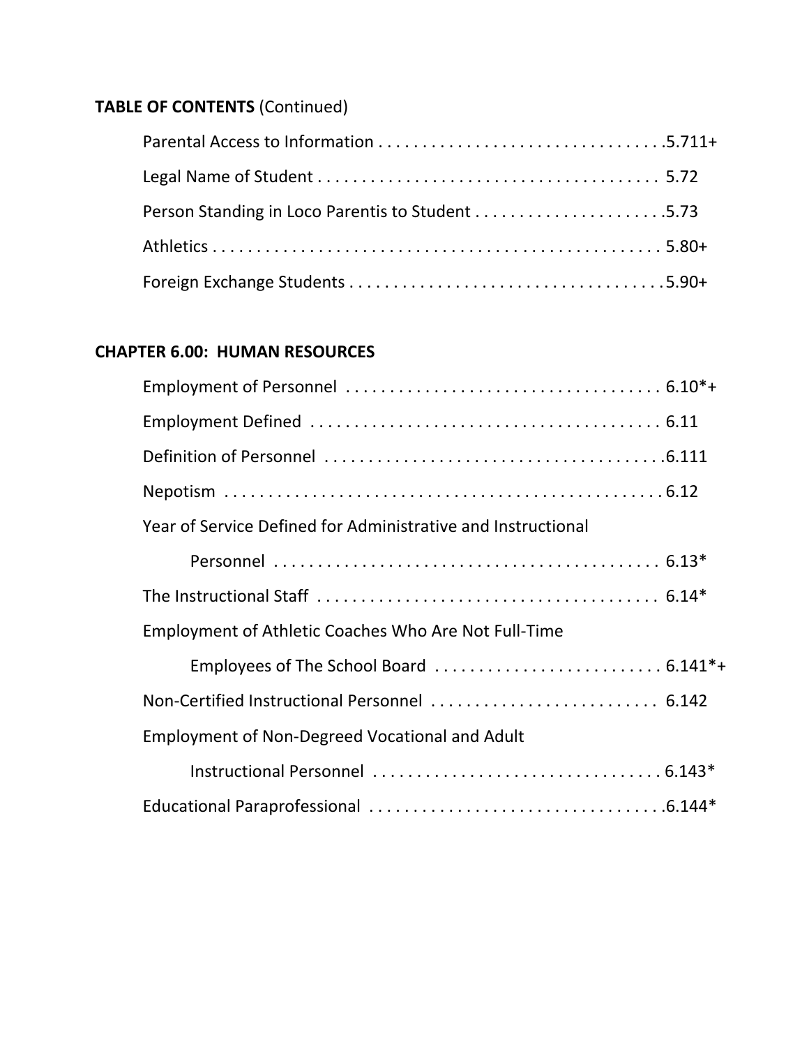**TABLE OF CONTENTS** (Continued)

Parental Access to Information . . . . . . . . . . . . . . . . . . . . . . . . . . . . . . . . .5.711+

Legal Name of Student . . . . . . . . . . . . . . . . . . . . . . . . . . . . . . . . . . . . . . . 5.72

Person Standing in Loco Parentis to Student . . . . . . . . . . . . . . . . . . . . . .5.73

Athletics . . . . . . . . . . . . . . . . . . . . . . . . . . . . . . . . . . . . . . . . . . . . . . . . . . . 5.80+

Foreign Exchange Students . . . . . . . . . . . . . . . . . . . . . . . . . . . . . . . . . . . .5.90+

## CHAPTER 6.00: HUMAN RESOURCES

Employment of Personnel . . . . . . . . . . . . . . . . . . . . . . . . . . . . . . . . . . . . 6.10*+

Employment Defined . . . . . . . . . . . . . . . . . . . . . . . . . . . . . . . . . . . . . . . . 6.11

Definition of Personnel . . . . . . . . . . . . . . . . . . . . . . . . . . . . . . . . . . . . . . .6.111

Nepotism . . . . . . . . . . . . . . . . . . . . . . . . . . . . . . . . . . . . . . . . . . . . . . . . . . 6.12

Year of Service Defined for Administrative and Instructional

Personnel . . . . . . . . . . . . . . . . . . . . . . . . . . . . . . . . . . . . . . . . . . . . 6.13*

The Instructional Staff . . . . . . . . . . . . . . . . . . . . . . . . . . . . . . . . . . . . . . . 6.14*

Employment of Athletic Coaches Who Are Not Full-Time

Employees of The School Board . . . . . . . . . . . . . . . . . . . . . . . . . . 6.141*+

Non-Certified Instructional Personnel . . . . . . . . . . . . . . . . . . . . . . . . . . 6.142

Employment of Non-Degreed Vocational and Adult

Instructional Personnel . . . . . . . . . . . . . . . . . . . . . . . . . . . . . . . . . 6.143*

Educational Paraprofessional . . . . . . . . . . . . . . . . . . . . . . . . . . . . . . . . .6.144*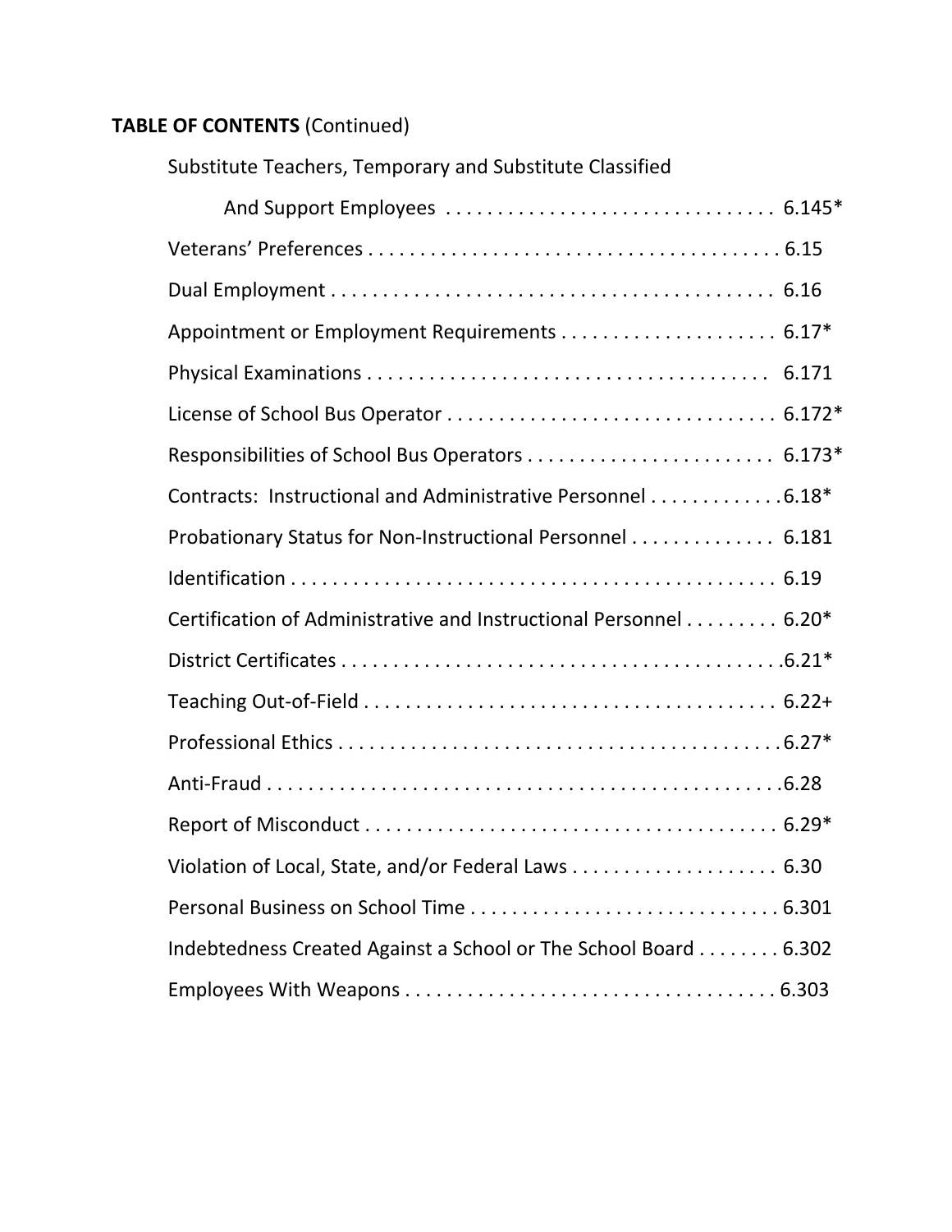**TABLE OF CONTENTS** (Continued)

| | |
|---|---|
| Substitute Teachers, Temporary and Substitute Classified And Support Employees | 6.145* |
| Veterans' Preferences | 6.15 |
| Dual Employment | 6.16 |
| Appointment or Employment Requirements | 6.17* |
| Physical Examinations | 6.171 |
| License of School Bus Operator | 6.172* |
| Responsibilities of School Bus Operators | 6.173* |
| Contracts: Instructional and Administrative Personnel | 6.18* |
| Probationary Status for Non-Instructional Personnel | 6.181 |
| Identification | 6.19 |
| Certification of Administrative and Instructional Personnel | 6.20* |
| District Certificates | 6.21* |
| Teaching Out-of-Field | 6.22+ |
| Professional Ethics | 6.27* |
| Anti-Fraud | 6.28 |
| Report of Misconduct | 6.29* |
| Violation of Local, State, and/or Federal Laws | 6.30 |
| Personal Business on School Time | 6.301 |
| Indebtedness Created Against a School or The School Board | 6.302 |
| Employees With Weapons | 6.303 |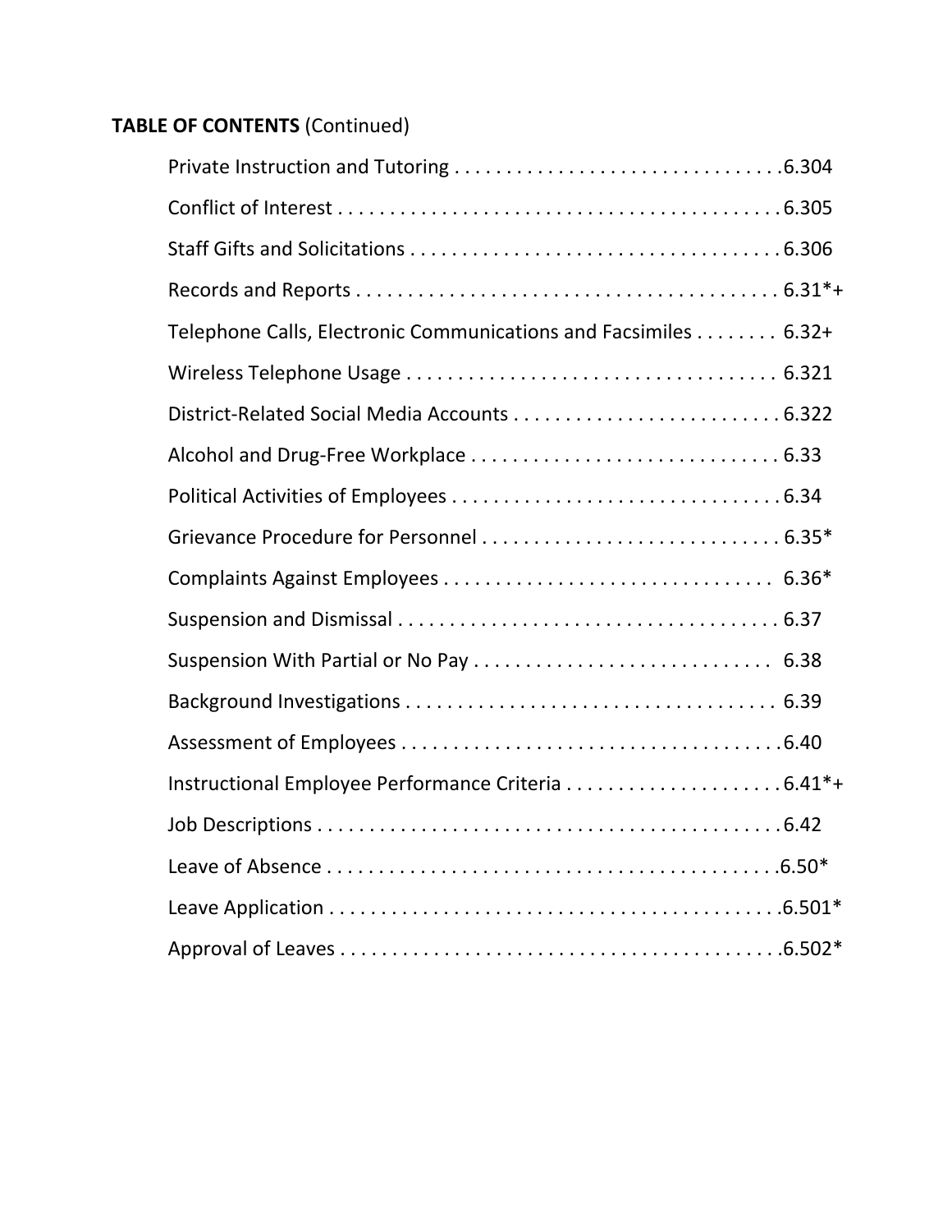**TABLE OF CONTENTS** (Continued)

| | |
|---|---|
| Private Instruction and Tutoring | 6.304 |
| Conflict of Interest | 6.305 |
| Staff Gifts and Solicitations | 6.306 |
| Records and Reports | 6.31*+ |
| Telephone Calls, Electronic Communications and Facsimiles | 6.32+ |
| Wireless Telephone Usage | 6.321 |
| District-Related Social Media Accounts | 6.322 |
| Alcohol and Drug-Free Workplace | 6.33 |
| Political Activities of Employees | 6.34 |
| Grievance Procedure for Personnel | 6.35* |
| Complaints Against Employees | 6.36* |
| Suspension and Dismissal | 6.37 |
| Suspension With Partial or No Pay | 6.38 |
| Background Investigations | 6.39 |
| Assessment of Employees | 6.40 |
| Instructional Employee Performance Criteria | 6.41*+ |
| Job Descriptions | 6.42 |
| Leave of Absence | 6.50* |
| Leave Application | 6.501* |
| Approval of Leaves | 6.502* |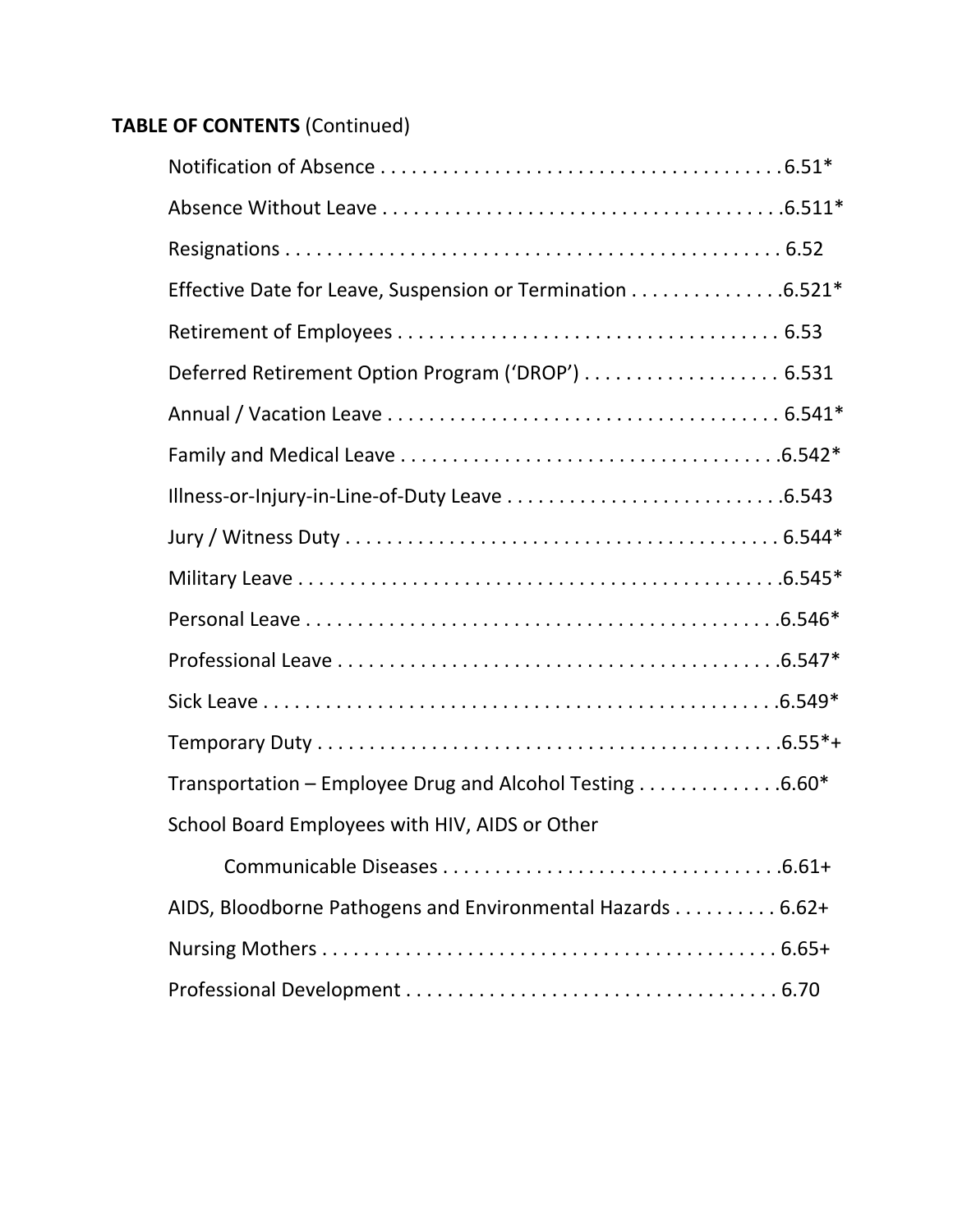**TABLE OF CONTENTS** (Continued)

Notification of Absence . . . . . . . . . . . . . . . . . . . . . . . . . . . . . . . . . . . . . . . .6.51*

Absence Without Leave . . . . . . . . . . . . . . . . . . . . . . . . . . . . . . . . . . . . . . .6.511*

Resignations . . . . . . . . . . . . . . . . . . . . . . . . . . . . . . . . . . . . . . . . . . . . . . . . 6.52

Effective Date for Leave, Suspension or Termination . . . . . . . . . . . . . . .6.521*

Retirement of Employees . . . . . . . . . . . . . . . . . . . . . . . . . . . . . . . . . . . . 6.53

Deferred Retirement Option Program ('DROP') . . . . . . . . . . . . . . . . . . . 6.531

Annual / Vacation Leave . . . . . . . . . . . . . . . . . . . . . . . . . . . . . . . . . . . . . 6.541*

Family and Medical Leave . . . . . . . . . . . . . . . . . . . . . . . . . . . . . . . . . . . .6.542*

Illness-or-Injury-in-Line-of-Duty Leave . . . . . . . . . . . . . . . . . . . . . . . . . . .6.543

Jury / Witness Duty . . . . . . . . . . . . . . . . . . . . . . . . . . . . . . . . . . . . . . . . . . 6.544*

Military Leave . . . . . . . . . . . . . . . . . . . . . . . . . . . . . . . . . . . . . . . . . . . . . . .6.545*

Personal Leave . . . . . . . . . . . . . . . . . . . . . . . . . . . . . . . . . . . . . . . . . . . . . .6.546*

Professional Leave . . . . . . . . . . . . . . . . . . . . . . . . . . . . . . . . . . . . . . . . . . .6.547*

Sick Leave . . . . . . . . . . . . . . . . . . . . . . . . . . . . . . . . . . . . . . . . . . . . . . . . . .6.549*

Temporary Duty . . . . . . . . . . . . . . . . . . . . . . . . . . . . . . . . . . . . . . . . . . . . .6.55*+

Transportation – Employee Drug and Alcohol Testing . . . . . . . . . . . . . .6.60*

School Board Employees with HIV, AIDS or Other Communicable Diseases . . . . . . . . . . . . . . . . . . . . . . . . . . . . . . . .6.61+

AIDS, Bloodborne Pathogens and Environmental Hazards . . . . . . . . . . 6.62+

Nursing Mothers . . . . . . . . . . . . . . . . . . . . . . . . . . . . . . . . . . . . . . . . . . . . 6.65+

Professional Development . . . . . . . . . . . . . . . . . . . . . . . . . . . . . . . . . . . 6.70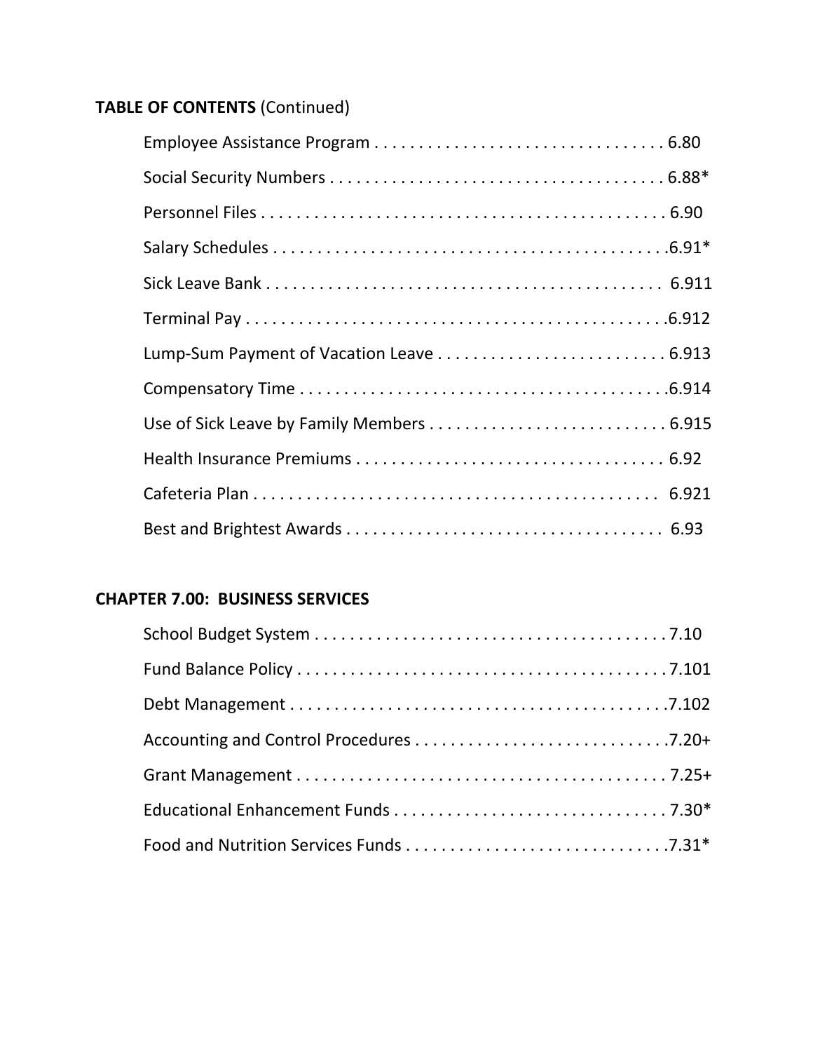**TABLE OF CONTENTS** (Continued)

Employee Assistance Program . . . . . . . . . . . . . . . . . . . . . . . . . . . . . . . . . 6.80

Social Security Numbers . . . . . . . . . . . . . . . . . . . . . . . . . . . . . . . . . . . . . . 6.88*

Personnel Files . . . . . . . . . . . . . . . . . . . . . . . . . . . . . . . . . . . . . . . . . . . . . 6.90

Salary Schedules . . . . . . . . . . . . . . . . . . . . . . . . . . . . . . . . . . . . . . . . . . . .6.91*

Sick Leave Bank . . . . . . . . . . . . . . . . . . . . . . . . . . . . . . . . . . . . . . . . . . . . 6.911

Terminal Pay . . . . . . . . . . . . . . . . . . . . . . . . . . . . . . . . . . . . . . . . . . . . . . .6.912

Lump-Sum Payment of Vacation Leave . . . . . . . . . . . . . . . . . . . . . . . . . . 6.913

Compensatory Time . . . . . . . . . . . . . . . . . . . . . . . . . . . . . . . . . . . . . . . . . .6.914

Use of Sick Leave by Family Members . . . . . . . . . . . . . . . . . . . . . . . . . . . 6.915

Health Insurance Premiums . . . . . . . . . . . . . . . . . . . . . . . . . . . . . . . . . . . 6.92

Cafeteria Plan . . . . . . . . . . . . . . . . . . . . . . . . . . . . . . . . . . . . . . . . . . . . . 6.921

Best and Brightest Awards . . . . . . . . . . . . . . . . . . . . . . . . . . . . . . . . . . . 6.93

**CHAPTER 7.00: BUSINESS SERVICES**

School Budget System . . . . . . . . . . . . . . . . . . . . . . . . . . . . . . . . . . . . . . . 7.10

Fund Balance Policy . . . . . . . . . . . . . . . . . . . . . . . . . . . . . . . . . . . . . . . . . 7.101

Debt Management . . . . . . . . . . . . . . . . . . . . . . . . . . . . . . . . . . . . . . . . . . .7.102

Accounting and Control Procedures . . . . . . . . . . . . . . . . . . . . . . . . . . . . .7.20+

Grant Management . . . . . . . . . . . . . . . . . . . . . . . . . . . . . . . . . . . . . . . . . . 7.25+

Educational Enhancement Funds . . . . . . . . . . . . . . . . . . . . . . . . . . . . . . . 7.30*

Food and Nutrition Services Funds . . . . . . . . . . . . . . . . . . . . . . . . . . . . . .7.31*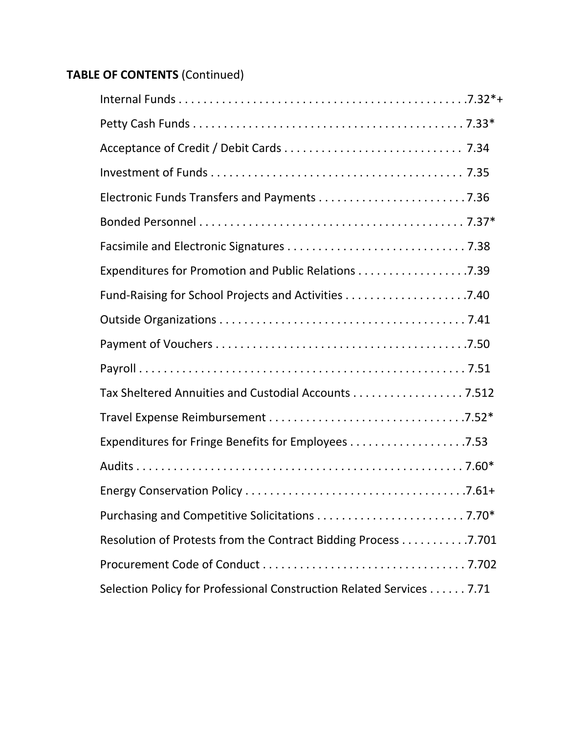**TABLE OF CONTENTS** (Continued)

Internal Funds . . . . . . . . . . . . . . . . . . . . . . . . . . . . . . . . . . . . . . . . . . . . . .7.32*+

Petty Cash Funds . . . . . . . . . . . . . . . . . . . . . . . . . . . . . . . . . . . . . . . . . . . 7.33*

Acceptance of Credit / Debit Cards . . . . . . . . . . . . . . . . . . . . . . . . . . . . 7.34

Investment of Funds . . . . . . . . . . . . . . . . . . . . . . . . . . . . . . . . . . . . . . . . 7.35

Electronic Funds Transfers and Payments . . . . . . . . . . . . . . . . . . . . . . . . 7.36

Bonded Personnel . . . . . . . . . . . . . . . . . . . . . . . . . . . . . . . . . . . . . . . . . . 7.37*

Facsimile and Electronic Signatures . . . . . . . . . . . . . . . . . . . . . . . . . . . . 7.38

Expenditures for Promotion and Public Relations . . . . . . . . . . . . . . . . . .7.39

Fund-Raising for School Projects and Activities . . . . . . . . . . . . . . . . . . . .7.40

Outside Organizations . . . . . . . . . . . . . . . . . . . . . . . . . . . . . . . . . . . . . . . 7.41

Payment of Vouchers . . . . . . . . . . . . . . . . . . . . . . . . . . . . . . . . . . . . . . . .7.50

Payroll . . . . . . . . . . . . . . . . . . . . . . . . . . . . . . . . . . . . . . . . . . . . . . . . . . . 7.51

Tax Sheltered Annuities and Custodial Accounts . . . . . . . . . . . . . . . . . . 7.512

Travel Expense Reimbursement . . . . . . . . . . . . . . . . . . . . . . . . . . . . . . .7.52*

Expenditures for Fringe Benefits for Employees . . . . . . . . . . . . . . . . . . .7.53

Audits . . . . . . . . . . . . . . . . . . . . . . . . . . . . . . . . . . . . . . . . . . . . . . . . . . . 7.60*

Energy Conservation Policy . . . . . . . . . . . . . . . . . . . . . . . . . . . . . . . . . . .7.61+

Purchasing and Competitive Solicitations . . . . . . . . . . . . . . . . . . . . . . . . 7.70*

Resolution of Protests from the Contract Bidding Process . . . . . . . . . . .7.701

Procurement Code of Conduct . . . . . . . . . . . . . . . . . . . . . . . . . . . . . . . . 7.702

Selection Policy for Professional Construction Related Services . . . . . . 7.71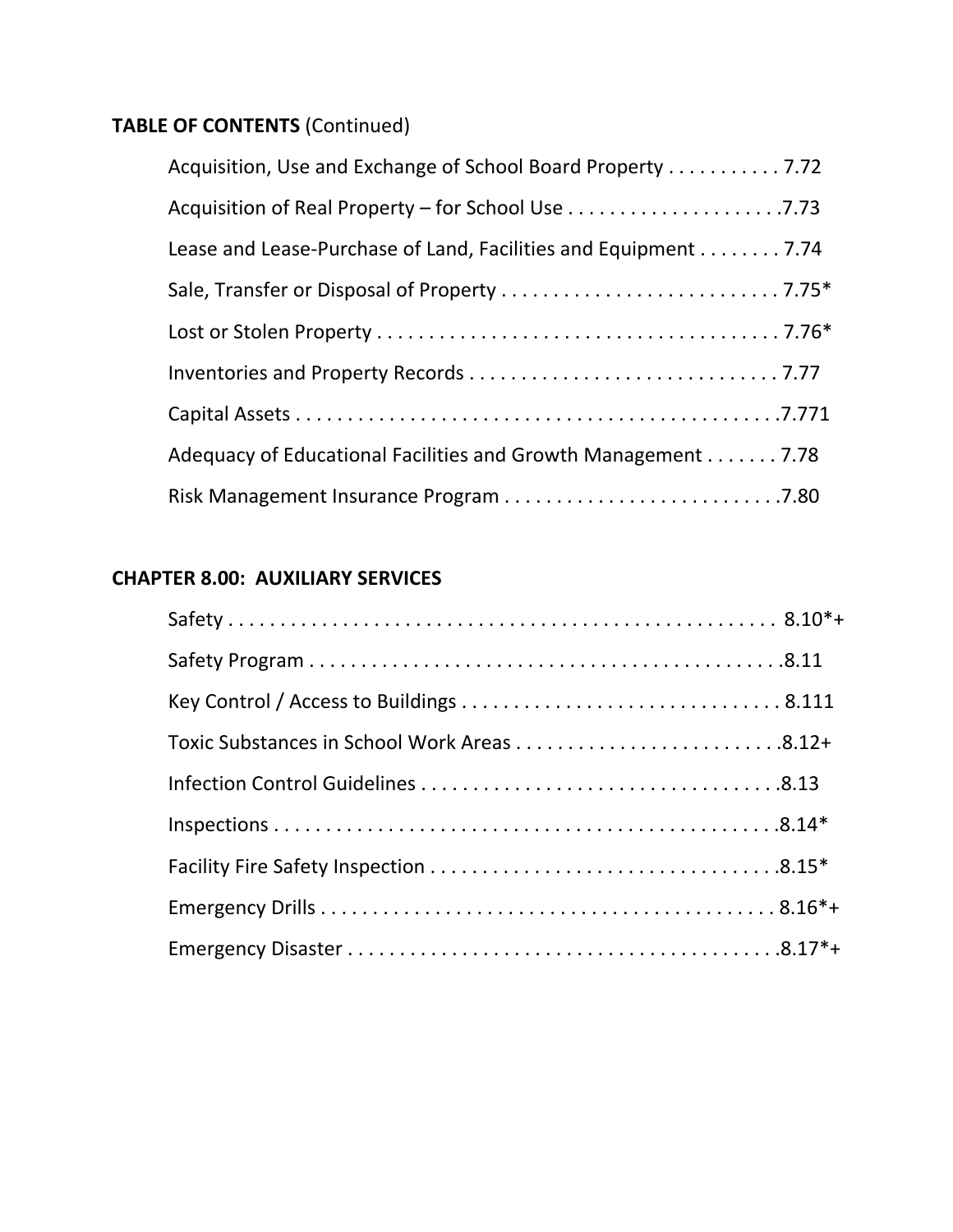**TABLE OF CONTENTS** (Continued)

Acquisition, Use and Exchange of School Board Property . . . . . . . . . . . 7.72

Acquisition of Real Property – for School Use . . . . . . . . . . . . . . . . . . . . .7.73

Lease and Lease-Purchase of Land, Facilities and Equipment . . . . . . . . 7.74

Sale, Transfer or Disposal of Property . . . . . . . . . . . . . . . . . . . . . . . . . . . 7.75*

Lost or Stolen Property . . . . . . . . . . . . . . . . . . . . . . . . . . . . . . . . . . . . . . . 7.76*

Inventories and Property Records . . . . . . . . . . . . . . . . . . . . . . . . . . . . . . 7.77

Capital Assets . . . . . . . . . . . . . . . . . . . . . . . . . . . . . . . . . . . . . . . . . . . . . . .7.771

Adequacy of Educational Facilities and Growth Management . . . . . . . 7.78

Risk Management Insurance Program . . . . . . . . . . . . . . . . . . . . . . . . . . .7.80

**CHAPTER 8.00: AUXILIARY SERVICES**

Safety . . . . . . . . . . . . . . . . . . . . . . . . . . . . . . . . . . . . . . . . . . . . . . . . . . . . . 8.10*+

Safety Program . . . . . . . . . . . . . . . . . . . . . . . . . . . . . . . . . . . . . . . . . . . . . .8.11

Key Control / Access to Buildings . . . . . . . . . . . . . . . . . . . . . . . . . . . . . . . 8.111

Toxic Substances in School Work Areas . . . . . . . . . . . . . . . . . . . . . . . . . .8.12+

Infection Control Guidelines . . . . . . . . . . . . . . . . . . . . . . . . . . . . . . . . . . .8.13

Inspections . . . . . . . . . . . . . . . . . . . . . . . . . . . . . . . . . . . . . . . . . . . . . . . . .8.14*

Facility Fire Safety Inspection . . . . . . . . . . . . . . . . . . . . . . . . . . . . . . . . . .8.15*

Emergency Drills . . . . . . . . . . . . . . . . . . . . . . . . . . . . . . . . . . . . . . . . . . . . 8.16*+

Emergency Disaster . . . . . . . . . . . . . . . . . . . . . . . . . . . . . . . . . . . . . . . . . .8.17*+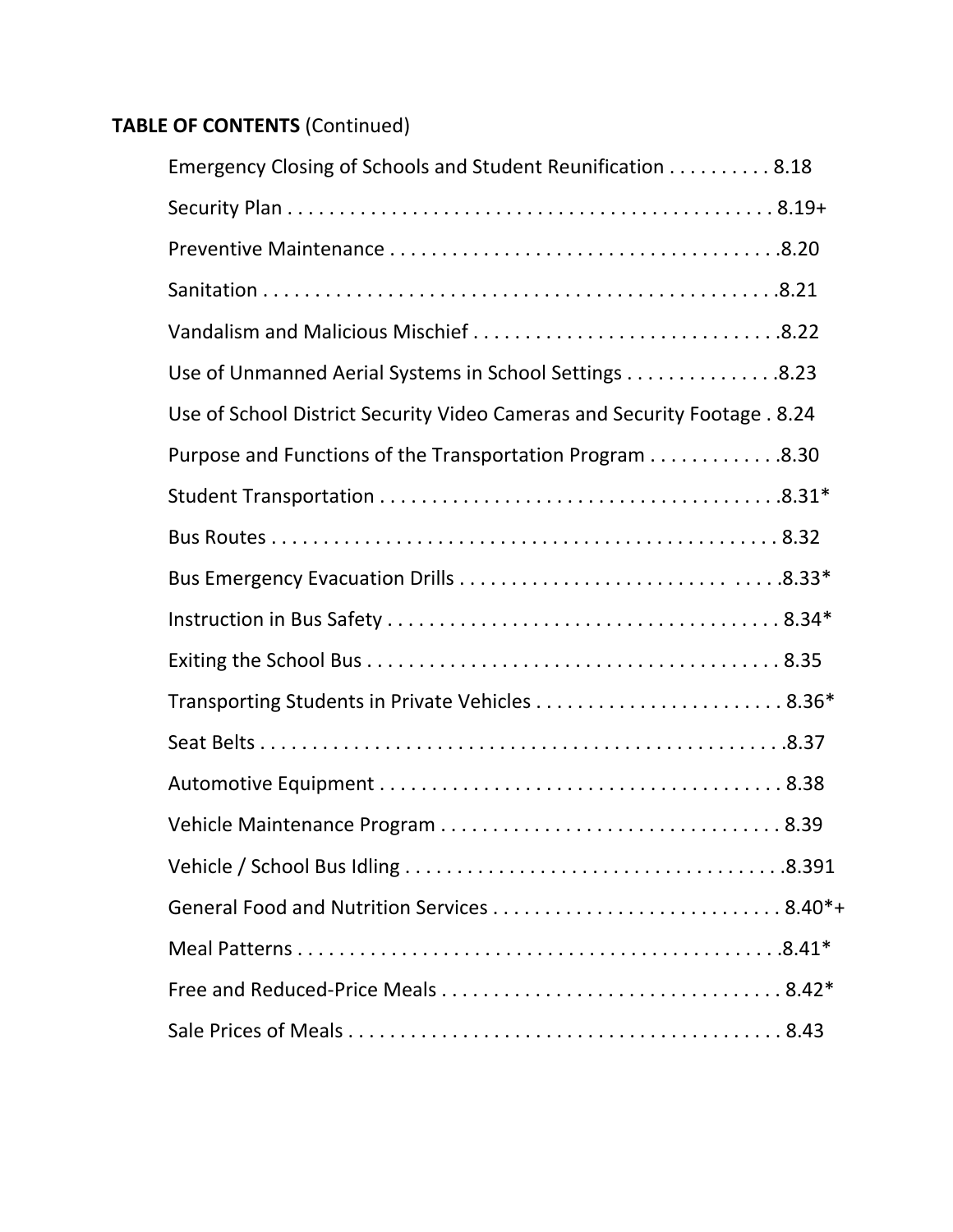**TABLE OF CONTENTS** (Continued)

Emergency Closing of Schools and Student Reunification . . . . . . . . . . 8.18

Security Plan . . . . . . . . . . . . . . . . . . . . . . . . . . . . . . . . . . . . . . . . . . . . . 8.19+

Preventive Maintenance . . . . . . . . . . . . . . . . . . . . . . . . . . . . . . . . . . . . .8.20

Sanitation . . . . . . . . . . . . . . . . . . . . . . . . . . . . . . . . . . . . . . . . . . . . . . . .8.21

Vandalism and Malicious Mischief . . . . . . . . . . . . . . . . . . . . . . . . . . . . .8.22

Use of Unmanned Aerial Systems in School Settings . . . . . . . . . . . . . . .8.23

Use of School District Security Video Cameras and Security Footage . 8.24

Purpose and Functions of the Transportation Program . . . . . . . . . . . . .8.30

Student Transportation . . . . . . . . . . . . . . . . . . . . . . . . . . . . . . . . . . . . . .8.31*

Bus Routes . . . . . . . . . . . . . . . . . . . . . . . . . . . . . . . . . . . . . . . . . . . . . . . . 8.32

Bus Emergency Evacuation Drills . . . . . . . . . . . . . . . . . . . . . . . . . . . . . . .8.33*

Instruction in Bus Safety . . . . . . . . . . . . . . . . . . . . . . . . . . . . . . . . . . . . . 8.34*

Exiting the School Bus . . . . . . . . . . . . . . . . . . . . . . . . . . . . . . . . . . . . . . . 8.35

Transporting Students in Private Vehicles . . . . . . . . . . . . . . . . . . . . . . . . 8.36*

Seat Belts . . . . . . . . . . . . . . . . . . . . . . . . . . . . . . . . . . . . . . . . . . . . . . . . . .8.37

Automotive Equipment . . . . . . . . . . . . . . . . . . . . . . . . . . . . . . . . . . . . . . . 8.38

Vehicle Maintenance Program . . . . . . . . . . . . . . . . . . . . . . . . . . . . . . . . . 8.39

Vehicle / School Bus Idling . . . . . . . . . . . . . . . . . . . . . . . . . . . . . . . . . . . .8.391

General Food and Nutrition Services . . . . . . . . . . . . . . . . . . . . . . . . . . . 8.40*+

Meal Patterns . . . . . . . . . . . . . . . . . . . . . . . . . . . . . . . . . . . . . . . . . . . . . . .8.41*

Free and Reduced-Price Meals . . . . . . . . . . . . . . . . . . . . . . . . . . . . . . . . 8.42*

Sale Prices of Meals . . . . . . . . . . . . . . . . . . . . . . . . . . . . . . . . . . . . . . . . . . 8.43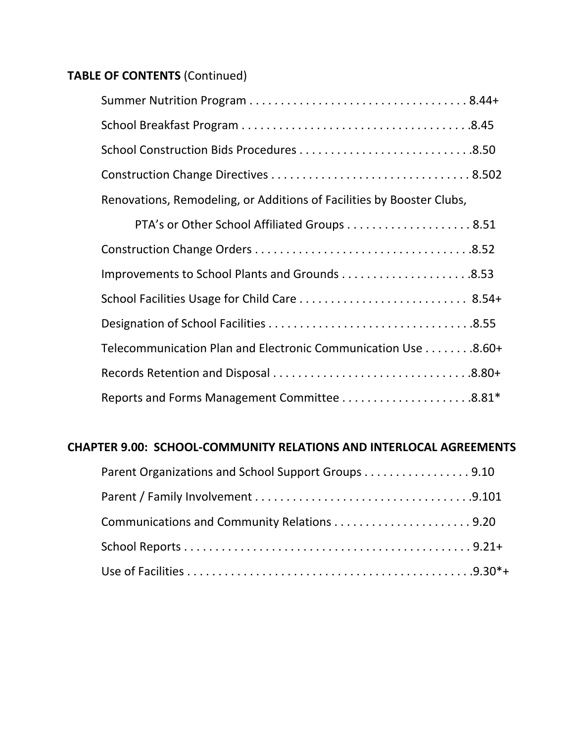**TABLE OF CONTENTS** (Continued)

Summer Nutrition Program . . . . . . . . . . . . . . . . . . . . . . . . . . . . . . . . . . 8.44+

School Breakfast Program . . . . . . . . . . . . . . . . . . . . . . . . . . . . . . . . . . . .8.45

School Construction Bids Procedures . . . . . . . . . . . . . . . . . . . . . . . . . . . .8.50

Construction Change Directives . . . . . . . . . . . . . . . . . . . . . . . . . . . . . . . 8.502

Renovations, Remodeling, or Additions of Facilities by Booster Clubs,

PTA's or Other School Affiliated Groups . . . . . . . . . . . . . . . . . . . . 8.51

Construction Change Orders . . . . . . . . . . . . . . . . . . . . . . . . . . . . . . . . . .8.52

Improvements to School Plants and Grounds . . . . . . . . . . . . . . . . . . . . .8.53

School Facilities Usage for Child Care . . . . . . . . . . . . . . . . . . . . . . . . . . . 8.54+

Designation of School Facilities . . . . . . . . . . . . . . . . . . . . . . . . . . . . . . . .8.55

Telecommunication Plan and Electronic Communication Use . . . . . . . .8.60+

Records Retention and Disposal . . . . . . . . . . . . . . . . . . . . . . . . . . . . . . .8.80+

Reports and Forms Management Committee . . . . . . . . . . . . . . . . . . . . .8.81*

**CHAPTER 9.00: SCHOOL-COMMUNITY RELATIONS AND INTERLOCAL AGREEMENTS**

Parent Organizations and School Support Groups . . . . . . . . . . . . . . . . . 9.10

Parent / Family Involvement . . . . . . . . . . . . . . . . . . . . . . . . . . . . . . . . . .9.101

Communications and Community Relations . . . . . . . . . . . . . . . . . . . . . . 9.20

School Reports . . . . . . . . . . . . . . . . . . . . . . . . . . . . . . . . . . . . . . . . . . . . . 9.21+

Use of Facilities . . . . . . . . . . . . . . . . . . . . . . . . . . . . . . . . . . . . . . . . . . . . .9.30*+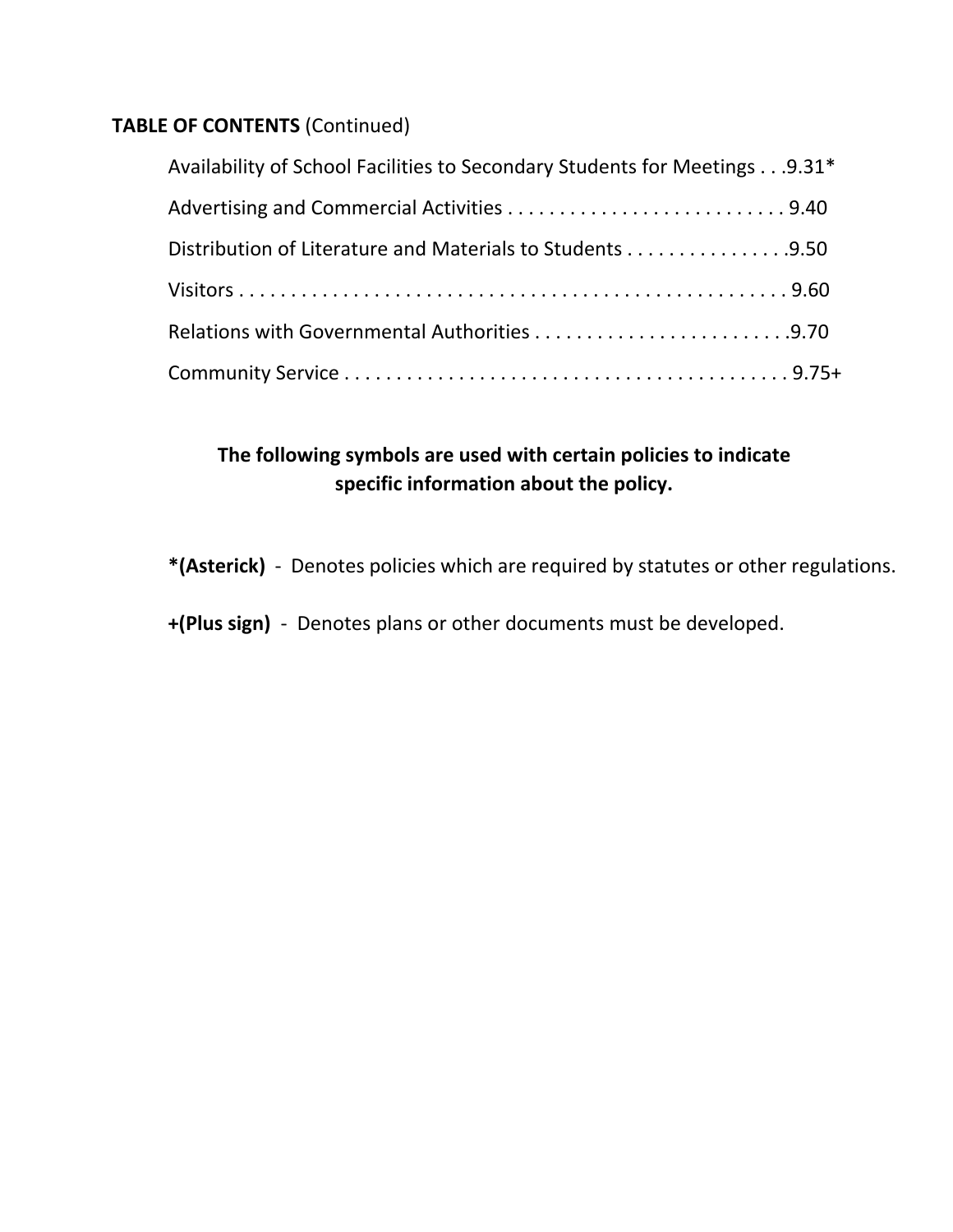**TABLE OF CONTENTS** (Continued)

Availability of School Facilities to Secondary Students for Meetings . . .9.31*

Advertising and Commercial Activities . . . . . . . . . . . . . . . . . . . . . . . . . . . 9.40

Distribution of Literature and Materials to Students . . . . . . . . . . . . . . . .9.50

Visitors . . . . . . . . . . . . . . . . . . . . . . . . . . . . . . . . . . . . . . . . . . . . . . . . . . . 9.60

Relations with Governmental Authorities . . . . . . . . . . . . . . . . . . . . . . . . .9.70

Community Service . . . . . . . . . . . . . . . . . . . . . . . . . . . . . . . . . . . . . . . . . . 9.75+

**The following symbols are used with certain policies to indicate specific information about the policy.**

**\*(Asterick)** - Denotes policies which are required by statutes or other regulations.

**+(Plus sign)** - Denotes plans or other documents must be developed.